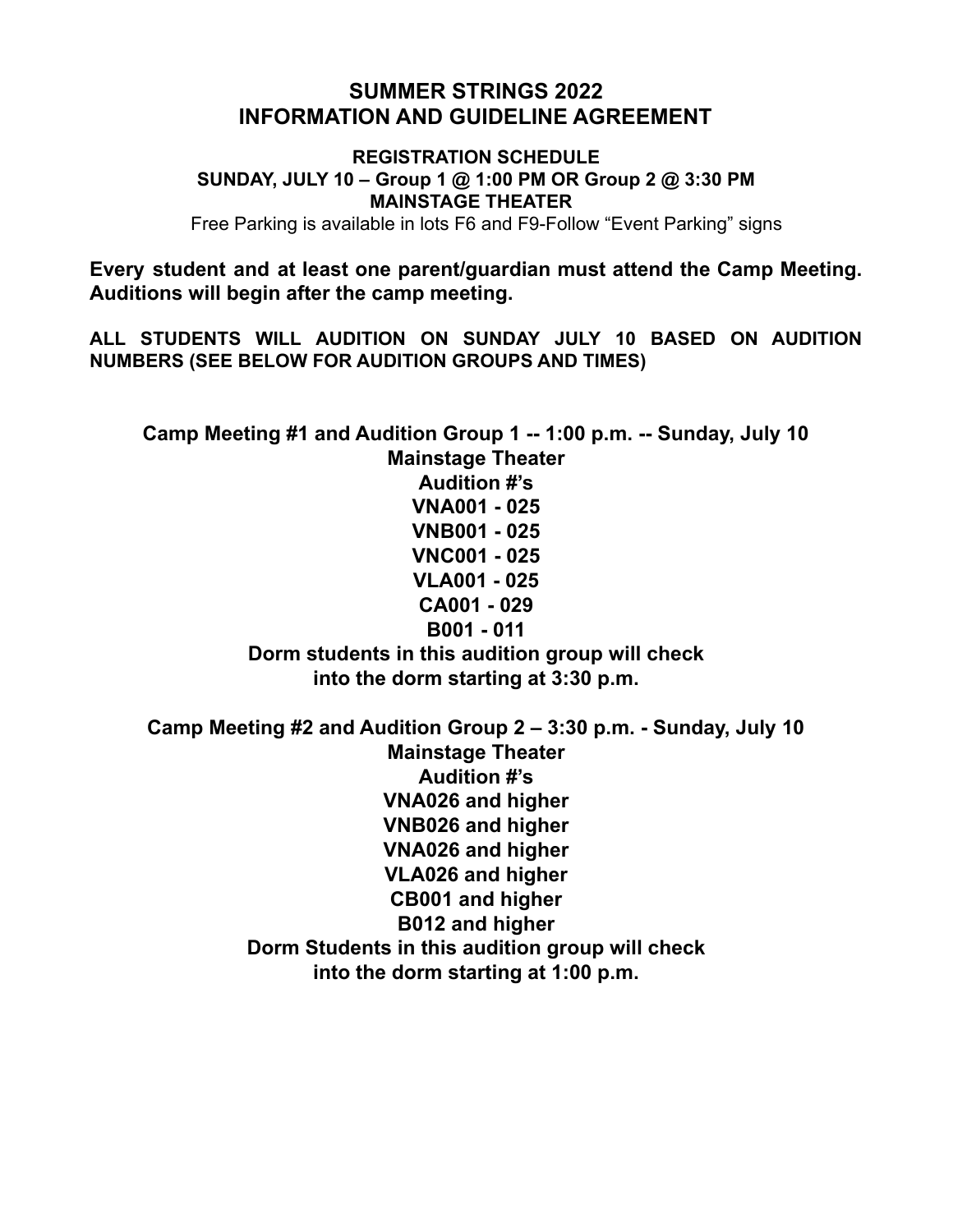# SUMMER STRINGS 2022
# INFORMATION AND GUIDELINE AGREEMENT

**REGISTRATION SCHEDULE**
**SUNDAY, JULY 10 – Group 1 @ 1:00 PM OR Group 2 @ 3:30 PM**
**MAINSTAGE THEATER**

Free Parking is available in lots F6 and F9-Follow "Event Parking" signs

**Every student and at least one parent/guardian must attend the Camp Meeting. Auditions will begin after the camp meeting.**

**ALL STUDENTS WILL AUDITION ON SUNDAY JULY 10 BASED ON AUDITION NUMBERS (SEE BELOW FOR AUDITION GROUPS AND TIMES)**

**Camp Meeting #1 and Audition Group 1 -- 1:00 p.m. -- Sunday, July 10**
**Mainstage Theater**
**Audition #'s**
**VNA001 - 025**
**VNB001 - 025**
**VNC001 - 025**
**VLA001 - 025**
**CA001 - 029**
**B001 - 011**
**Dorm students in this audition group will check into the dorm starting at 3:30 p.m.**

**Camp Meeting #2 and Audition Group 2 – 3:30 p.m. - Sunday, July 10**
**Mainstage Theater**
**Audition #'s**
**VNA026 and higher**
**VNB026 and higher**
**VNA026 and higher**
**VLA026 and higher**
**CB001 and higher**
**B012 and higher**
**Dorm Students in this audition group will check into the dorm starting at 1:00 p.m.**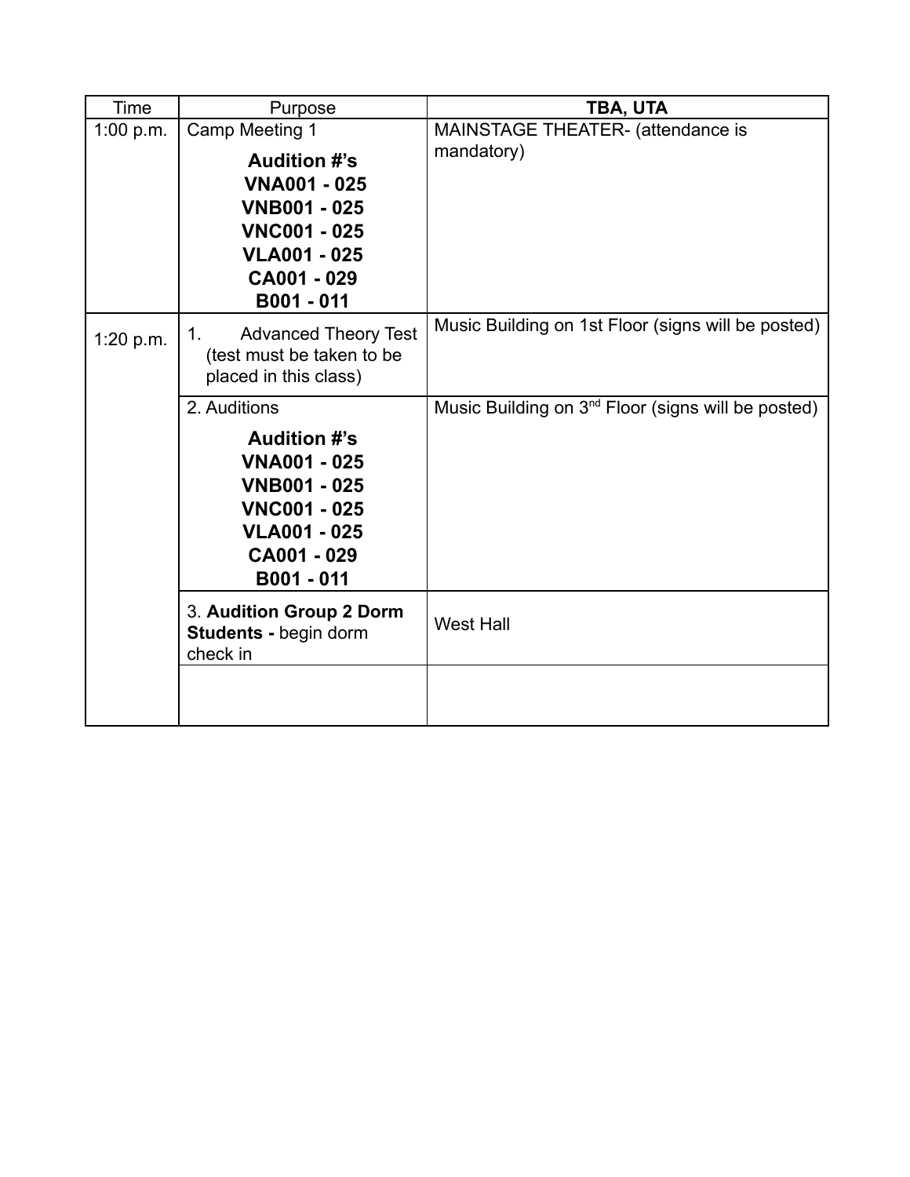| Time | Purpose | **TBA, UTA** |
| --- | --- | --- |
| 1:00 p.m. | Camp Meeting 1<br>**Audition #'s**<br>**VNA001 - 025**<br>**VNB001 - 025**<br>**VNC001 - 025**<br>**VLA001 - 025**<br>**CA001 - 029**<br>**B001 - 011** | MAINSTAGE THEATER- (attendance is mandatory) |
| 1:20 p.m. | 1. Advanced Theory Test (test must be taken to be placed in this class) | Music Building on 1st Floor (signs will be posted) |
| | 2. Auditions<br>**Audition #'s**<br>**VNA001 - 025**<br>**VNB001 - 025**<br>**VNC001 - 025**<br>**VLA001 - 025**<br>**CA001 - 029**<br>**B001 - 011** | Music Building on 3rd Floor (signs will be posted) |
| | 3. **Audition Group 2 Dorm Students -** begin dorm check in | West Hall |
| | | |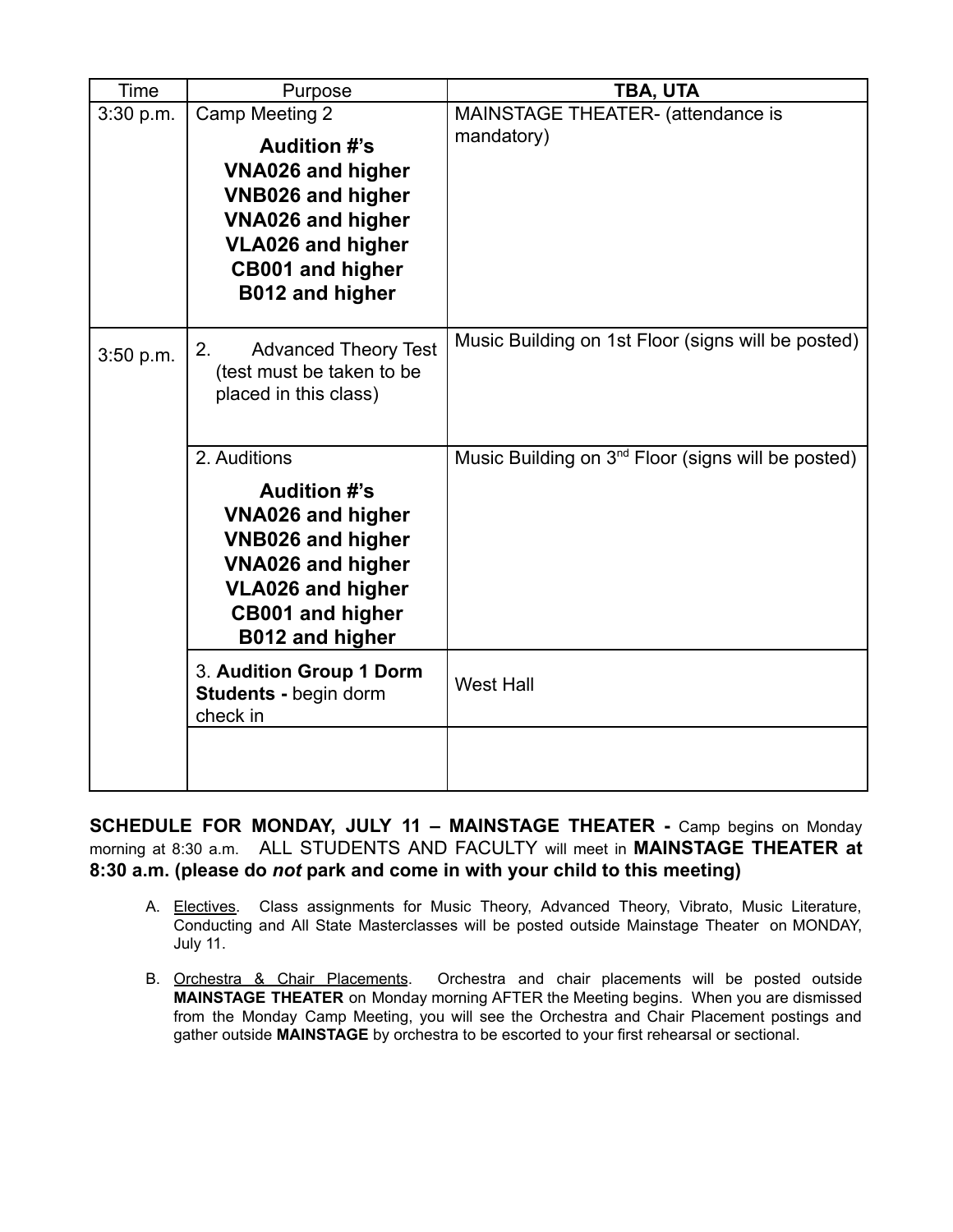| Time | Purpose | **TBA, UTA** |
|---|---|---|
| 3:30 p.m. | Camp Meeting 2<br>**Audition #'s**<br>**VNA026 and higher**<br>**VNB026 and higher**<br>**VNA026 and higher**<br>**VLA026 and higher**<br>**CB001 and higher**<br>**B012 and higher** | MAINSTAGE THEATER- (attendance is mandatory) |
| 3:50 p.m. | 2. Advanced Theory Test (test must be taken to be placed in this class) | Music Building on 1st Floor (signs will be posted) |
| | 2. Auditions<br>**Audition #'s**<br>**VNA026 and higher**<br>**VNB026 and higher**<br>**VNA026 and higher**<br>**VLA026 and higher**<br>**CB001 and higher**<br>**B012 and higher** | Music Building on 3rd Floor (signs will be posted) |
| | 3. **Audition Group 1 Dorm Students -** begin dorm check in | West Hall |
| | | |

**SCHEDULE FOR MONDAY, JULY 11 – MAINSTAGE THEATER -** Camp begins on Monday morning at 8:30 a.m. ALL STUDENTS AND FACULTY will meet in **MAINSTAGE THEATER at 8:30 a.m. (please do *not* park and come in with your child to this meeting)**

A. Electives. Class assignments for Music Theory, Advanced Theory, Vibrato, Music Literature, Conducting and All State Masterclasses will be posted outside Mainstage Theater on MONDAY, July 11.

B. Orchestra & Chair Placements. Orchestra and chair placements will be posted outside **MAINSTAGE THEATER** on Monday morning AFTER the Meeting begins. When you are dismissed from the Monday Camp Meeting, you will see the Orchestra and Chair Placement postings and gather outside **MAINSTAGE** by orchestra to be escorted to your first rehearsal or sectional.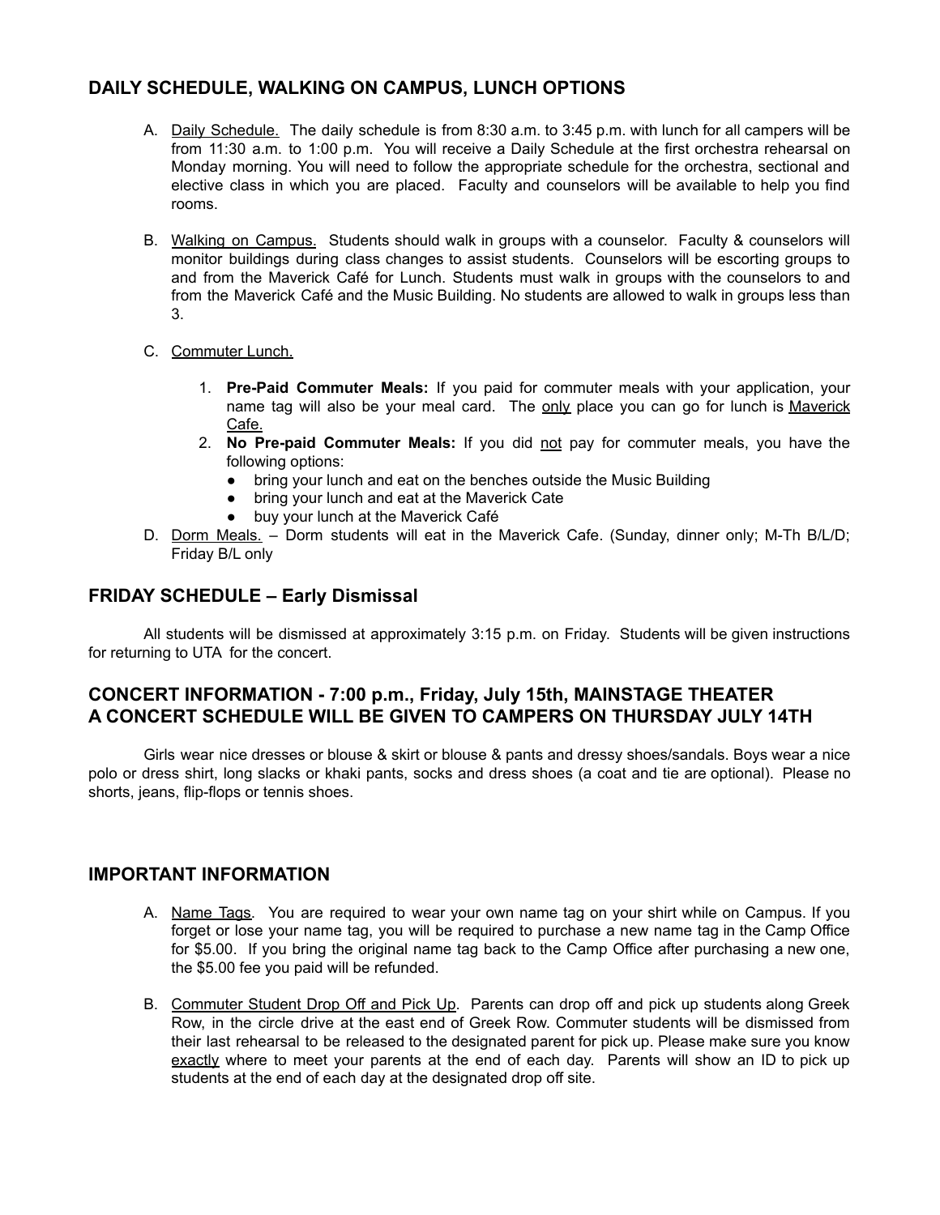## DAILY SCHEDULE, WALKING ON CAMPUS, LUNCH OPTIONS

A. Daily Schedule. The daily schedule is from 8:30 a.m. to 3:45 p.m. with lunch for all campers will be from 11:30 a.m. to 1:00 p.m. You will receive a Daily Schedule at the first orchestra rehearsal on Monday morning. You will need to follow the appropriate schedule for the orchestra, sectional and elective class in which you are placed. Faculty and counselors will be available to help you find rooms.

B. Walking on Campus. Students should walk in groups with a counselor. Faculty & counselors will monitor buildings during class changes to assist students. Counselors will be escorting groups to and from the Maverick Café for Lunch. Students must walk in groups with the counselors to and from the Maverick Café and the Music Building. No students are allowed to walk in groups less than 3.

C. Commuter Lunch.

   1. **Pre-Paid Commuter Meals:** If you paid for commuter meals with your application, your name tag will also be your meal card. The only place you can go for lunch is Maverick Cafe.
   2. **No Pre-paid Commuter Meals:** If you did not pay for commuter meals, you have the following options:
      - bring your lunch and eat on the benches outside the Music Building
      - bring your lunch and eat at the Maverick Cate
      - buy your lunch at the Maverick Café

D. Dorm Meals. – Dorm students will eat in the Maverick Cafe. (Sunday, dinner only; M-Th B/L/D; Friday B/L only

## FRIDAY SCHEDULE – Early Dismissal

All students will be dismissed at approximately 3:15 p.m. on Friday. Students will be given instructions for returning to UTA for the concert.

## CONCERT INFORMATION - 7:00 p.m., Friday, July 15th, MAINSTAGE THEATER
## A CONCERT SCHEDULE WILL BE GIVEN TO CAMPERS ON THURSDAY JULY 14TH

Girls wear nice dresses or blouse & skirt or blouse & pants and dressy shoes/sandals. Boys wear a nice polo or dress shirt, long slacks or khaki pants, socks and dress shoes (a coat and tie are optional). Please no shorts, jeans, flip-flops or tennis shoes.

## IMPORTANT INFORMATION

A. Name Tags. You are required to wear your own name tag on your shirt while on Campus. If you forget or lose your name tag, you will be required to purchase a new name tag in the Camp Office for $5.00. If you bring the original name tag back to the Camp Office after purchasing a new one, the $5.00 fee you paid will be refunded.

B. Commuter Student Drop Off and Pick Up. Parents can drop off and pick up students along Greek Row, in the circle drive at the east end of Greek Row. Commuter students will be dismissed from their last rehearsal to be released to the designated parent for pick up. Please make sure you know exactly where to meet your parents at the end of each day. Parents will show an ID to pick up students at the end of each day at the designated drop off site.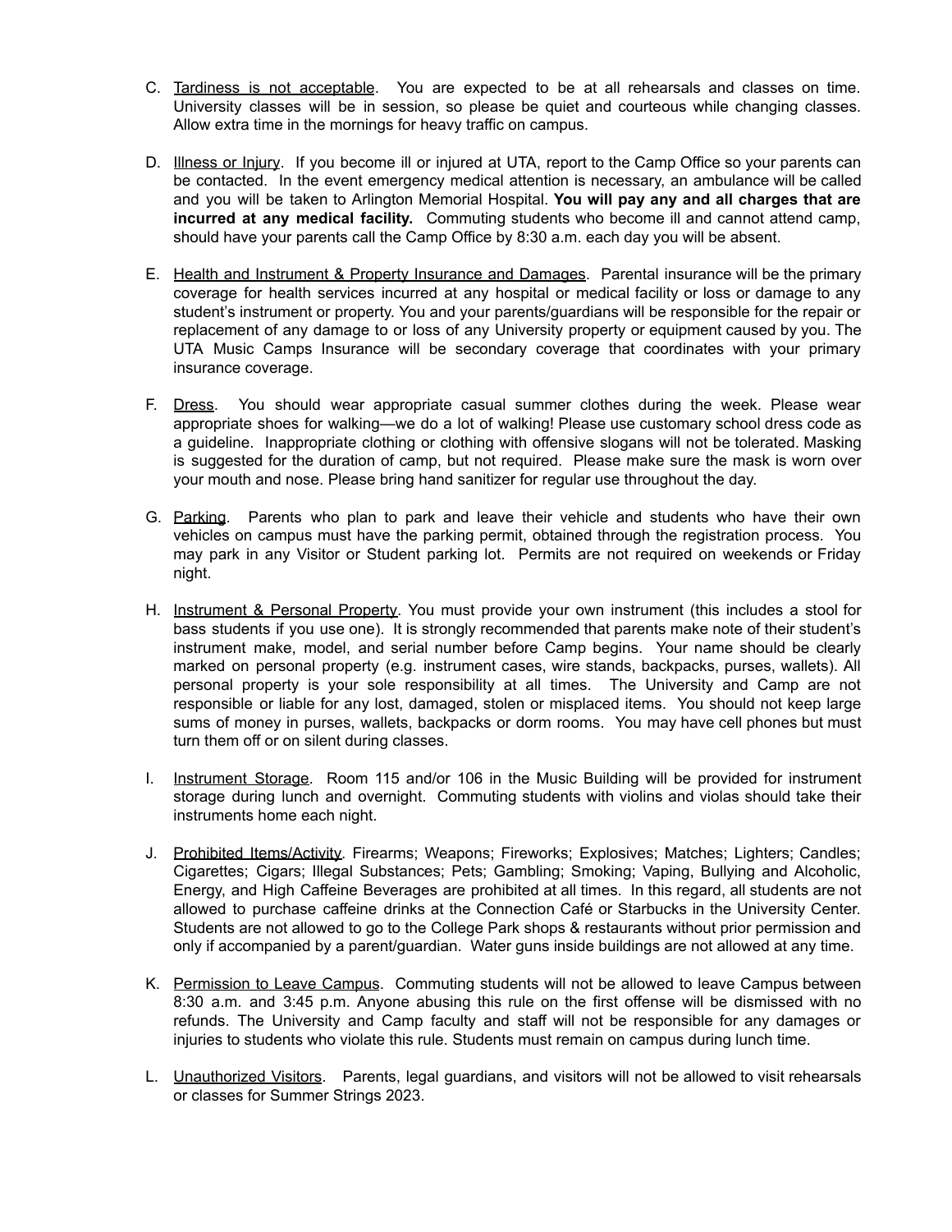C. Tardiness is not acceptable. You are expected to be at all rehearsals and classes on time. University classes will be in session, so please be quiet and courteous while changing classes. Allow extra time in the mornings for heavy traffic on campus.

D. Illness or Injury. If you become ill or injured at UTA, report to the Camp Office so your parents can be contacted. In the event emergency medical attention is necessary, an ambulance will be called and you will be taken to Arlington Memorial Hospital. **You will pay any and all charges that are incurred at any medical facility.** Commuting students who become ill and cannot attend camp, should have your parents call the Camp Office by 8:30 a.m. each day you will be absent.

E. Health and Instrument & Property Insurance and Damages. Parental insurance will be the primary coverage for health services incurred at any hospital or medical facility or loss or damage to any student's instrument or property. You and your parents/guardians will be responsible for the repair or replacement of any damage to or loss of any University property or equipment caused by you. The UTA Music Camps Insurance will be secondary coverage that coordinates with your primary insurance coverage.

F. Dress. You should wear appropriate casual summer clothes during the week. Please wear appropriate shoes for walking—we do a lot of walking! Please use customary school dress code as a guideline. Inappropriate clothing or clothing with offensive slogans will not be tolerated. Masking is suggested for the duration of camp, but not required. Please make sure the mask is worn over your mouth and nose. Please bring hand sanitizer for regular use throughout the day.

G. Parking. Parents who plan to park and leave their vehicle and students who have their own vehicles on campus must have the parking permit, obtained through the registration process. You may park in any Visitor or Student parking lot. Permits are not required on weekends or Friday night.

H. Instrument & Personal Property. You must provide your own instrument (this includes a stool for bass students if you use one). It is strongly recommended that parents make note of their student's instrument make, model, and serial number before Camp begins. Your name should be clearly marked on personal property (e.g. instrument cases, wire stands, backpacks, purses, wallets). All personal property is your sole responsibility at all times. The University and Camp are not responsible or liable for any lost, damaged, stolen or misplaced items. You should not keep large sums of money in purses, wallets, backpacks or dorm rooms. You may have cell phones but must turn them off or on silent during classes.

I. Instrument Storage. Room 115 and/or 106 in the Music Building will be provided for instrument storage during lunch and overnight. Commuting students with violins and violas should take their instruments home each night.

J. Prohibited Items/Activity. Firearms; Weapons; Fireworks; Explosives; Matches; Lighters; Candles; Cigarettes; Cigars; Illegal Substances; Pets; Gambling; Smoking; Vaping, Bullying and Alcoholic, Energy, and High Caffeine Beverages are prohibited at all times. In this regard, all students are not allowed to purchase caffeine drinks at the Connection Café or Starbucks in the University Center. Students are not allowed to go to the College Park shops & restaurants without prior permission and only if accompanied by a parent/guardian. Water guns inside buildings are not allowed at any time.

K. Permission to Leave Campus. Commuting students will not be allowed to leave Campus between 8:30 a.m. and 3:45 p.m. Anyone abusing this rule on the first offense will be dismissed with no refunds. The University and Camp faculty and staff will not be responsible for any damages or injuries to students who violate this rule. Students must remain on campus during lunch time.

L. Unauthorized Visitors. Parents, legal guardians, and visitors will not be allowed to visit rehearsals or classes for Summer Strings 2023.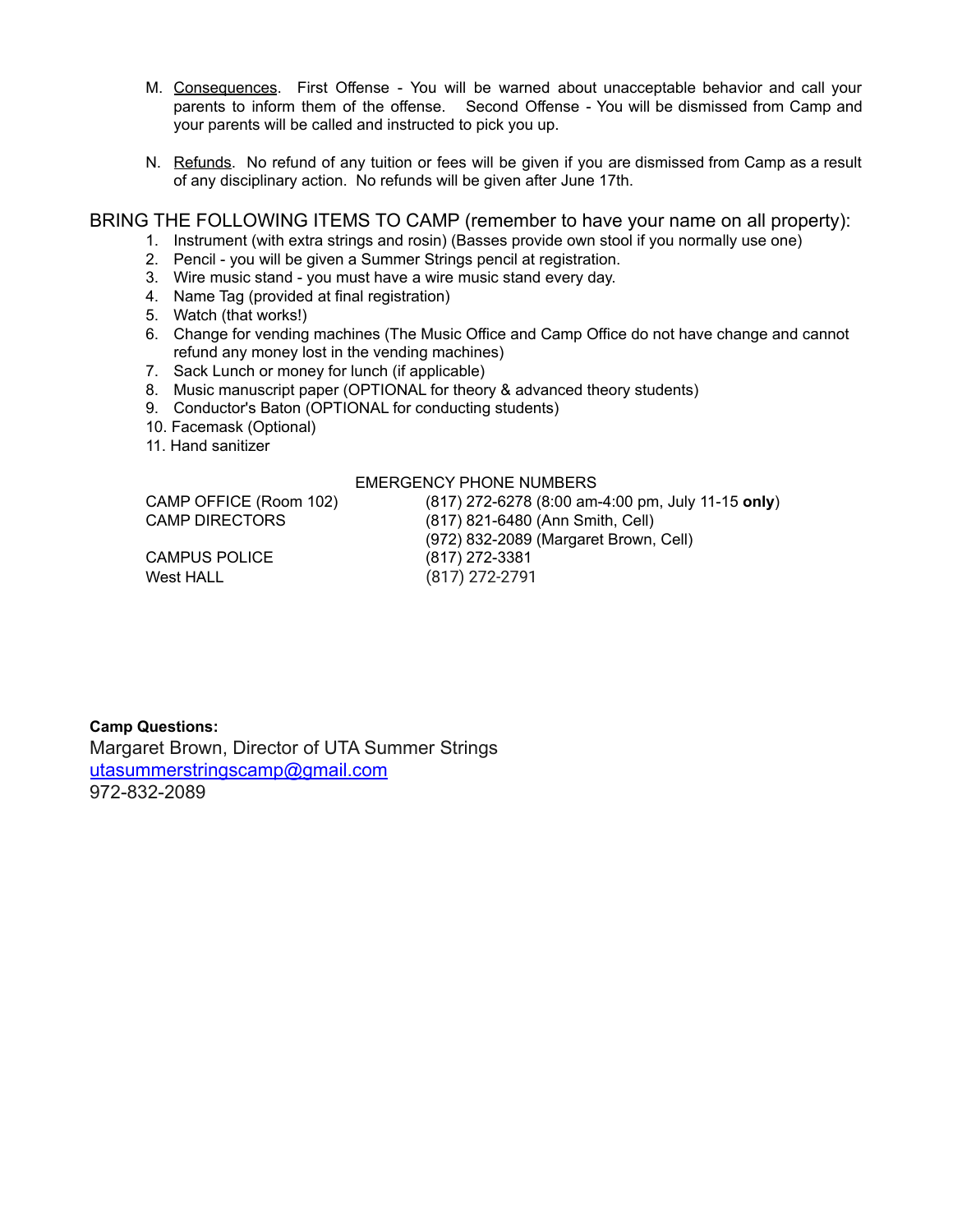M. <u>Consequences</u>. First Offense - You will be warned about unacceptable behavior and call your parents to inform them of the offense. Second Offense - You will be dismissed from Camp and your parents will be called and instructed to pick you up.

N. <u>Refunds</u>. No refund of any tuition or fees will be given if you are dismissed from Camp as a result of any disciplinary action. No refunds will be given after June 17th.

BRING THE FOLLOWING ITEMS TO CAMP (remember to have your name on all property):

1. Instrument (with extra strings and rosin) (Basses provide own stool if you normally use one)
2. Pencil - you will be given a Summer Strings pencil at registration.
3. Wire music stand - you must have a wire music stand every day.
4. Name Tag (provided at final registration)
5. Watch (that works!)
6. Change for vending machines (The Music Office and Camp Office do not have change and cannot refund any money lost in the vending machines)
7. Sack Lunch or money for lunch (if applicable)
8. Music manuscript paper (OPTIONAL for theory & advanced theory students)
9. Conductor's Baton (OPTIONAL for conducting students)
10. Facemask (Optional)
11. Hand sanitizer

EMERGENCY PHONE NUMBERS

| | |
|---|---|
| CAMP OFFICE (Room 102) | (817) 272-6278 (8:00 am-4:00 pm, July 11-15 **only**) |
| CAMP DIRECTORS | (817) 821-6480 (Ann Smith, Cell) |
| | (972) 832-2089 (Margaret Brown, Cell) |
| CAMPUS POLICE | (817) 272-3381 |
| West HALL | (817) 272-2791 |

**Camp Questions:**
Margaret Brown, Director of UTA Summer Strings
utasummerstringscamp@gmail.com
972-832-2089